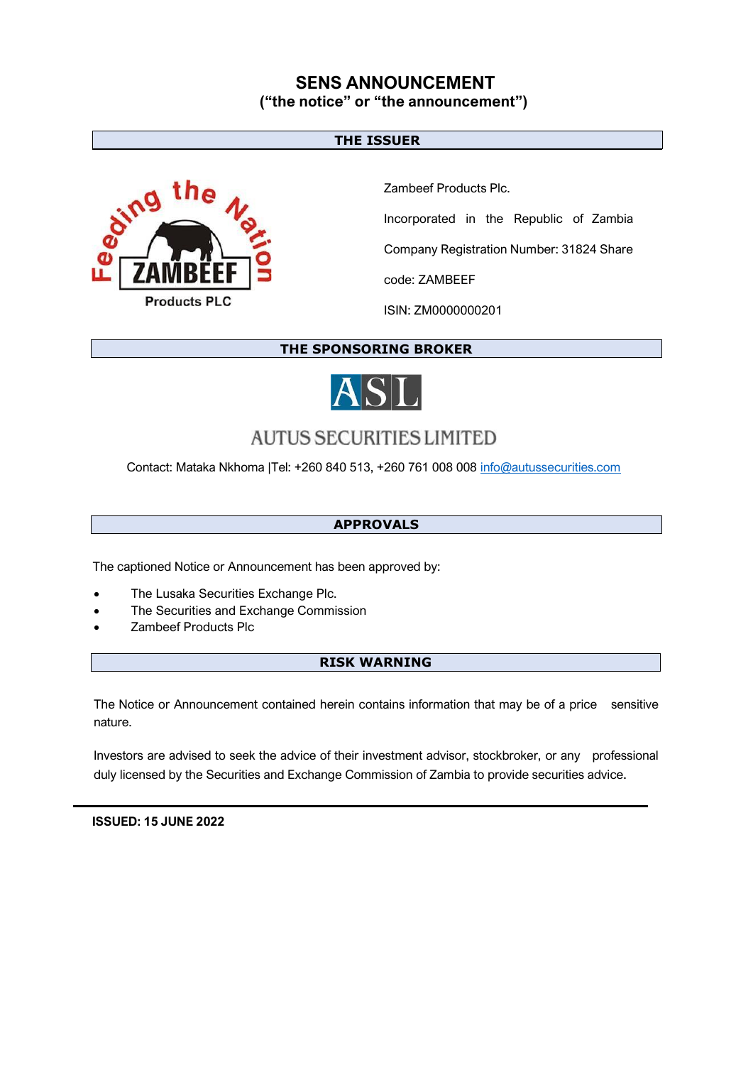# SENS ANNOUNCEMENT
**("the notice" or "the announcement")**

## THE ISSUER

Zambeef Products Plc.

Incorporated in the Republic of Zambia

Company Registration Number: 31824 Share

code: ZAMBEEF

ISIN: ZM0000000201

## THE SPONSORING BROKER

ASL

AUTUS SECURITIES LIMITED

Contact: Mataka Nkhoma |Tel: +260 840 513, +260 761 008 008 info@autussecurities.com

## APPROVALS

The captioned Notice or Announcement has been approved by:

- The Lusaka Securities Exchange Plc.
- The Securities and Exchange Commission
- Zambeef Products Plc

## RISK WARNING

The Notice or Announcement contained herein contains information that may be of a price sensitive nature.

Investors are advised to seek the advice of their investment advisor, stockbroker, or any professional duly licensed by the Securities and Exchange Commission of Zambia to provide securities advice.

---

**ISSUED: 15 JUNE 2022**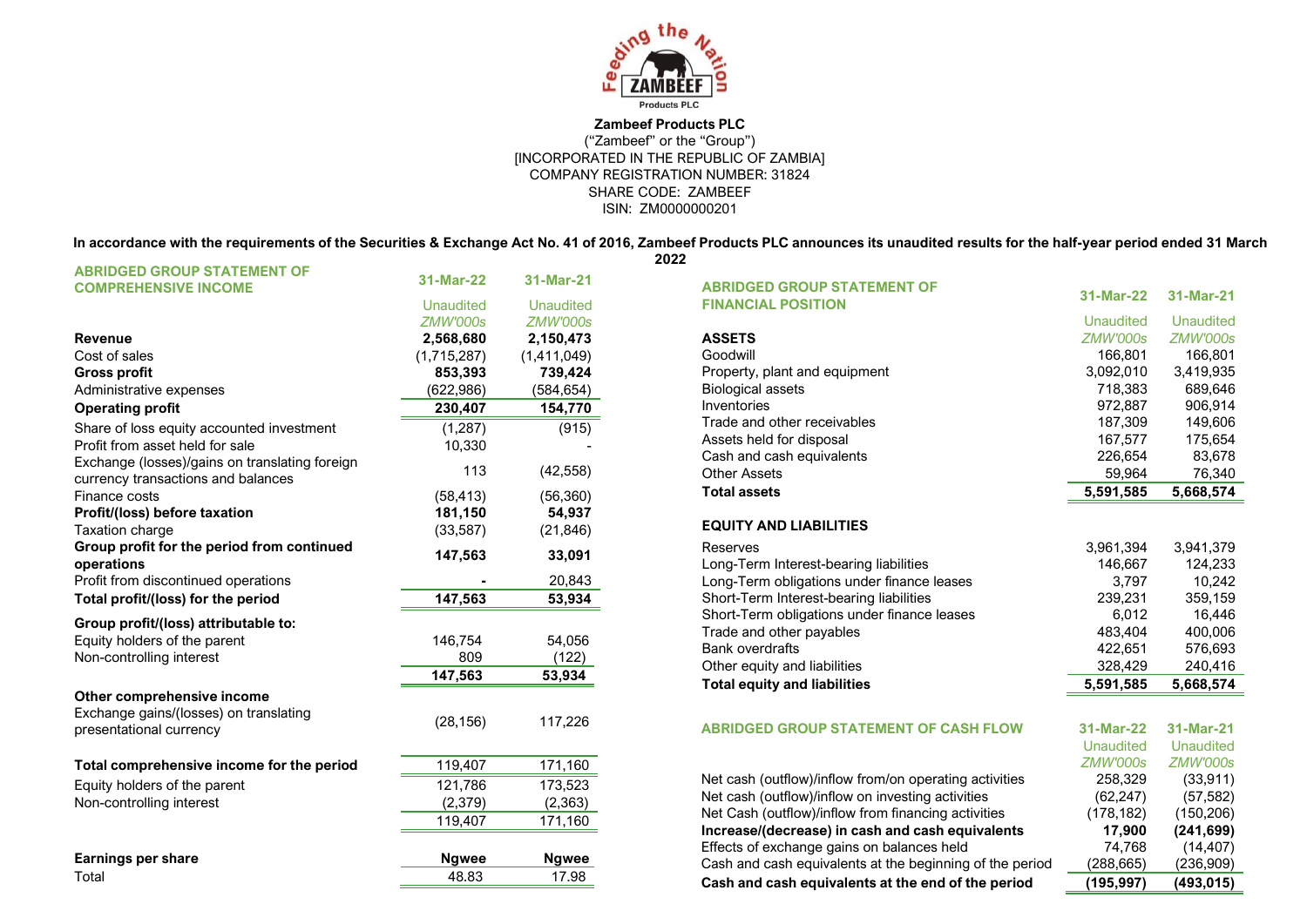**Zambeef Products PLC**
("Zambeef" or the "Group")
[INCORPORATED IN THE REPUBLIC OF ZAMBIA]
COMPANY REGISTRATION NUMBER: 31824
SHARE CODE: ZAMBEEF
ISIN: ZM0000000201

**In accordance with the requirements of the Securities & Exchange Act No. 41 of 2016, Zambeef Products PLC announces its unaudited results for the half-year period ended 31 March 2022**

## ABRIDGED GROUP STATEMENT OF COMPREHENSIVE INCOME

| | 31-Mar-22 | 31-Mar-21 |
|---|---|---|
| | Unaudited | Unaudited |
| | *ZMW'000s* | *ZMW'000s* |
| **Revenue** | **2,568,680** | **2,150,473** |
| Cost of sales | (1,715,287) | (1,411,049) |
| **Gross profit** | **853,393** | **739,424** |
| Administrative expenses | (622,986) | (584,654) |
| **Operating profit** | **230,407** | **154,770** |
| Share of loss equity accounted investment | (1,287) | (915) |
| Profit from asset held for sale | 10,330 | - |
| Exchange (losses)/gains on translating foreign currency transactions and balances | 113 | (42,558) |
| Finance costs | (58,413) | (56,360) |
| **Profit/(loss) before taxation** | **181,150** | **54,937** |
| Taxation charge | (33,587) | (21,846) |
| **Group profit for the period from continued operations** | **147,563** | **33,091** |
| Profit from discontinued operations | - | 20,843 |
| **Total profit/(loss) for the period** | **147,563** | **53,934** |
| **Group profit/(loss) attributable to:** | | |
| Equity holders of the parent | 146,754 | 54,056 |
| Non-controlling interest | 809 | (122) |
| | **147,563** | **53,934** |
| **Other comprehensive income** | | |
| Exchange gains/(losses) on translating presentational currency | (28,156) | 117,226 |
| **Total comprehensive income for the period** | 119,407 | 171,160 |
| Equity holders of the parent | 121,786 | 173,523 |
| Non-controlling interest | (2,379) | (2,363) |
| | 119,407 | 171,160 |
| **Earnings per share** | **Ngwee** | **Ngwee** |
| Total | 48.83 | 17.98 |

## ABRIDGED GROUP STATEMENT OF FINANCIAL POSITION

| | 31-Mar-22 | 31-Mar-21 |
|---|---|---|
| | Unaudited | Unaudited |
| **ASSETS** | *ZMW'000s* | *ZMW'000s* |
| Goodwill | 166,801 | 166,801 |
| Property, plant and equipment | 3,092,010 | 3,419,935 |
| Biological assets | 718,383 | 689,646 |
| Inventories | 972,887 | 906,914 |
| Trade and other receivables | 187,309 | 149,606 |
| Assets held for disposal | 167,577 | 175,654 |
| Cash and cash equivalents | 226,654 | 83,678 |
| Other Assets | 59,964 | 76,340 |
| **Total assets** | **5,591,585** | **5,668,574** |
| **EQUITY AND LIABILITIES** | | |
| Reserves | 3,961,394 | 3,941,379 |
| Long-Term Interest-bearing liabilities | 146,667 | 124,233 |
| Long-Term obligations under finance leases | 3,797 | 10,242 |
| Short-Term Interest-bearing liabilities | 239,231 | 359,159 |
| Short-Term obligations under finance leases | 6,012 | 16,446 |
| Trade and other payables | 483,404 | 400,006 |
| Bank overdrafts | 422,651 | 576,693 |
| Other equity and liabilities | 328,429 | 240,416 |
| **Total equity and liabilities** | **5,591,585** | **5,668,574** |

## ABRIDGED GROUP STATEMENT OF CASH FLOW

| | 31-Mar-22 | 31-Mar-21 |
|---|---|---|
| | Unaudited | Unaudited |
| | *ZMW'000s* | *ZMW'000s* |
| Net cash (outflow)/inflow from/on operating activities | 258,329 | (33,911) |
| Net cash (outflow)/inflow on investing activities | (62,247) | (57,582) |
| Net Cash (outflow)/inflow from financing activities | (178,182) | (150,206) |
| **Increase/(decrease) in cash and cash equivalents** | **17,900** | **(241,699)** |
| Effects of exchange gains on balances held | 74,768 | (14,407) |
| Cash and cash equivalents at the beginning of the period | (288,665) | (236,909) |
| **Cash and cash equivalents at the end of the period** | **(195,997)** | **(493,015)** |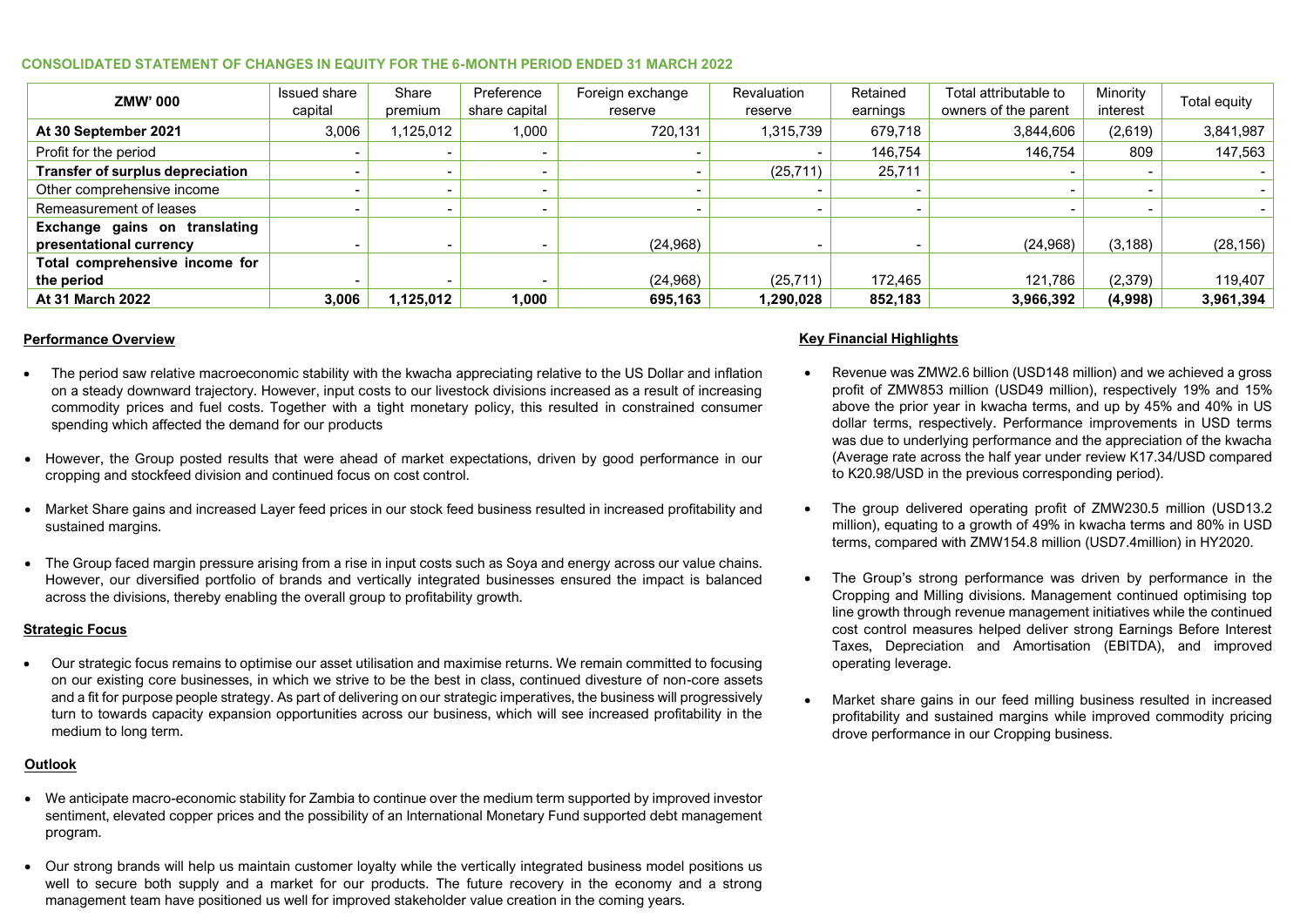**CONSOLIDATED STATEMENT OF CHANGES IN EQUITY FOR THE 6-MONTH PERIOD ENDED 31 MARCH 2022**

| ZMW' 000 | Issued share capital | Share premium | Preference share capital | Foreign exchange reserve | Revaluation reserve | Retained earnings | Total attributable to owners of the parent | Minority interest | Total equity |
|---|---|---|---|---|---|---|---|---|---|
| **At 30 September 2021** | 3,006 | 1,125,012 | 1,000 | 720,131 | 1,315,739 | 679,718 | 3,844,606 | (2,619) | 3,841,987 |
| Profit for the period | - | - | - | - | - | 146,754 | 146,754 | 809 | 147,563 |
| **Transfer of surplus depreciation** | - | - | - | - | (25,711) | 25,711 | - | - | - |
| Other comprehensive income | - | - | - | - | - | - | - | - | - |
| Remeasurement of leases | - | - | - | - | - | - | - | - | - |
| **Exchange gains on translating presentational currency** | - | - | - | (24,968) | - | - | (24,968) | (3,188) | (28,156) |
| **Total comprehensive income for the period** | - | - | - | (24,968) | (25,711) | 172,465 | 121,786 | (2,379) | 119,407 |
| **At 31 March 2022** | **3,006** | **1,125,012** | **1,000** | **695,163** | **1,290,028** | **852,183** | **3,966,392** | **(4,998)** | **3,961,394** |

**Performance Overview**

- The period saw relative macroeconomic stability with the kwacha appreciating relative to the US Dollar and inflation on a steady downward trajectory. However, input costs to our livestock divisions increased as a result of increasing commodity prices and fuel costs. Together with a tight monetary policy, this resulted in constrained consumer spending which affected the demand for our products
- However, the Group posted results that were ahead of market expectations, driven by good performance in our cropping and stockfeed division and continued focus on cost control.
- Market Share gains and increased Layer feed prices in our stock feed business resulted in increased profitability and sustained margins.
- The Group faced margin pressure arising from a rise in input costs such as Soya and energy across our value chains. However, our diversified portfolio of brands and vertically integrated businesses ensured the impact is balanced across the divisions, thereby enabling the overall group to profitability growth.

**Strategic Focus**

- Our strategic focus remains to optimise our asset utilisation and maximise returns. We remain committed to focusing on our existing core businesses, in which we strive to be the best in class, continued divesture of non-core assets and a fit for purpose people strategy. As part of delivering on our strategic imperatives, the business will progressively turn to towards capacity expansion opportunities across our business, which will see increased profitability in the medium to long term.

**Outlook**

- We anticipate macro-economic stability for Zambia to continue over the medium term supported by improved investor sentiment, elevated copper prices and the possibility of an International Monetary Fund supported debt management program.
- Our strong brands will help us maintain customer loyalty while the vertically integrated business model positions us well to secure both supply and a market for our products. The future recovery in the economy and a strong management team have positioned us well for improved stakeholder value creation in the coming years.

**Key Financial Highlights**

- Revenue was ZMW2.6 billion (USD148 million) and we achieved a gross profit of ZMW853 million (USD49 million), respectively 19% and 15% above the prior year in kwacha terms, and up by 45% and 40% in US dollar terms, respectively. Performance improvements in USD terms was due to underlying performance and the appreciation of the kwacha (Average rate across the half year under review K17.34/USD compared to K20.98/USD in the previous corresponding period).
- The group delivered operating profit of ZMW230.5 million (USD13.2 million), equating to a growth of 49% in kwacha terms and 80% in USD terms, compared with ZMW154.8 million (USD7.4million) in HY2020.
- The Group's strong performance was driven by performance in the Cropping and Milling divisions. Management continued optimising top line growth through revenue management initiatives while the continued cost control measures helped deliver strong Earnings Before Interest Taxes, Depreciation and Amortisation (EBITDA), and improved operating leverage.
- Market share gains in our feed milling business resulted in increased profitability and sustained margins while improved commodity pricing drove performance in our Cropping business.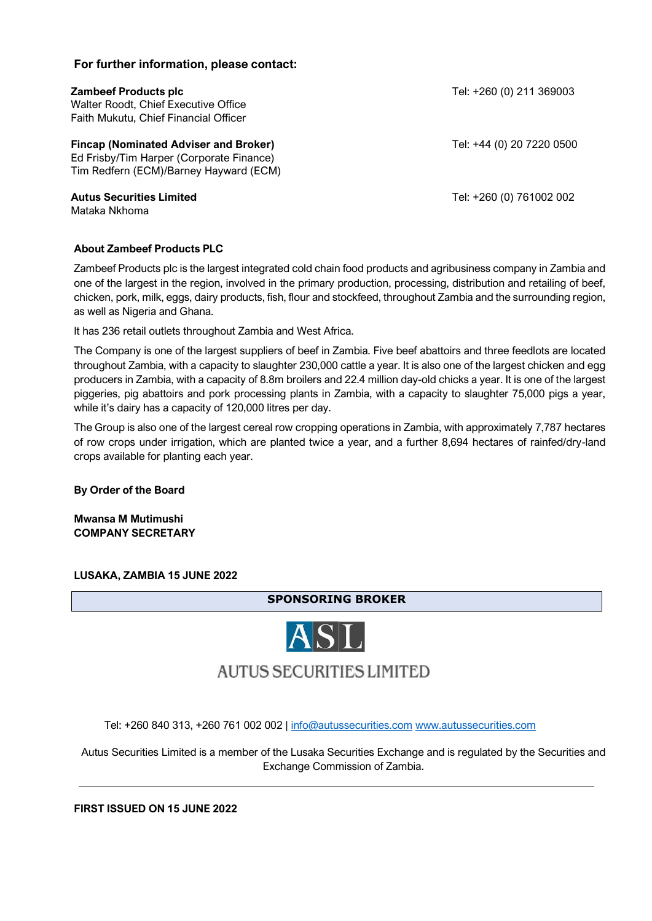**For further information, please contact:**

**Zambeef Products plc** — Tel: +260 (0) 211 369003
Walter Roodt, Chief Executive Office
Faith Mukutu, Chief Financial Officer

**Fincap (Nominated Adviser and Broker)** — Tel: +44 (0) 20 7220 0500
Ed Frisby/Tim Harper (Corporate Finance)
Tim Redfern (ECM)/Barney Hayward (ECM)

**Autus Securities Limited** — Tel: +260 (0) 761002 002
Mataka Nkhoma

**About Zambeef Products PLC**

Zambeef Products plc is the largest integrated cold chain food products and agribusiness company in Zambia and one of the largest in the region, involved in the primary production, processing, distribution and retailing of beef, chicken, pork, milk, eggs, dairy products, fish, flour and stockfeed, throughout Zambia and the surrounding region, as well as Nigeria and Ghana.

It has 236 retail outlets throughout Zambia and West Africa.

The Company is one of the largest suppliers of beef in Zambia. Five beef abattoirs and three feedlots are located throughout Zambia, with a capacity to slaughter 230,000 cattle a year. It is also one of the largest chicken and egg producers in Zambia, with a capacity of 8.8m broilers and 22.4 million day-old chicks a year. It is one of the largest piggeries, pig abattoirs and pork processing plants in Zambia, with a capacity to slaughter 75,000 pigs a year, while it's dairy has a capacity of 120,000 litres per day.

The Group is also one of the largest cereal row cropping operations in Zambia, with approximately 7,787 hectares of row crops under irrigation, which are planted twice a year, and a further 8,694 hectares of rainfed/dry-land crops available for planting each year.

**By Order of the Board**

**Mwansa M Mutimushi**
**COMPANY SECRETARY**

**LUSAKA, ZAMBIA 15 JUNE 2022**

**SPONSORING BROKER**

ASL

AUTUS SECURITIES LIMITED

Tel: +260 840 313, +260 761 002 002 | info@autussecurities.com www.autussecurities.com

Autus Securities Limited is a member of the Lusaka Securities Exchange and is regulated by the Securities and Exchange Commission of Zambia.

---

**FIRST ISSUED ON 15 JUNE 2022**